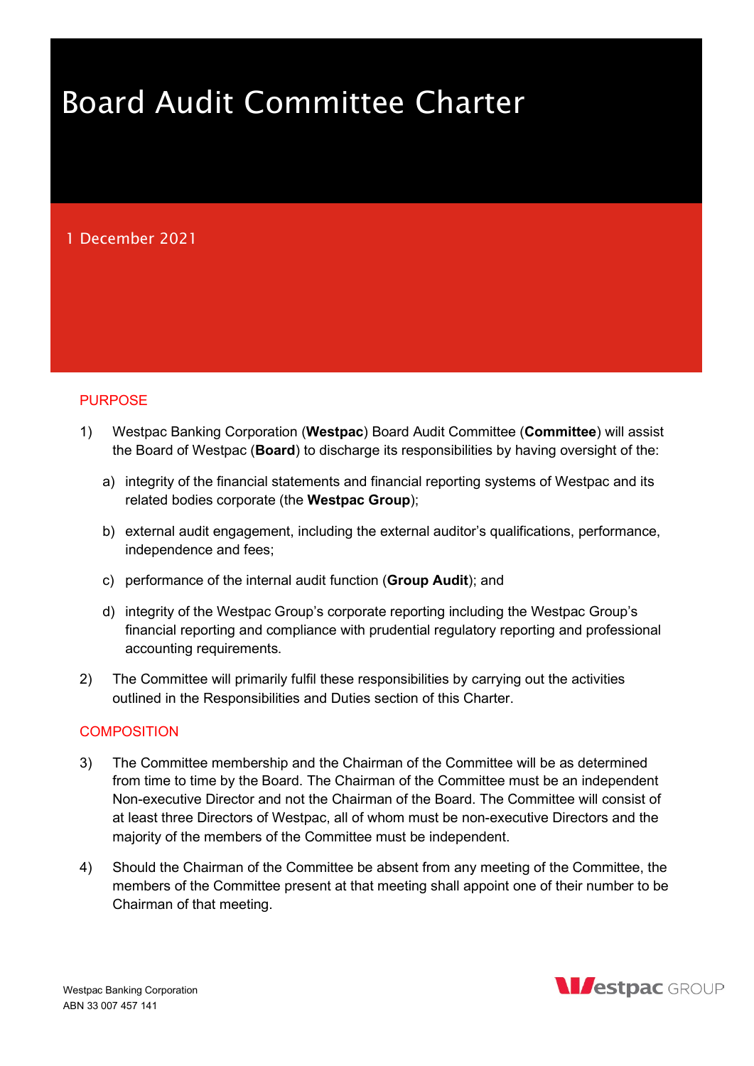# Board Audit Committee Charter

1 December 2021

## PURPOSE

1) Westpac Banking Corporation (**Westpac**) Board Audit Committee (**Committee**) will assist the Board of Westpac (**Board**) to discharge its responsibilities by having oversight of the:

   a) integrity of the financial statements and financial reporting systems of Westpac and its related bodies corporate (the **Westpac Group**);

   b) external audit engagement, including the external auditor's qualifications, performance, independence and fees;

   c) performance of the internal audit function (**Group Audit**); and

   d) integrity of the Westpac Group's corporate reporting including the Westpac Group's financial reporting and compliance with prudential regulatory reporting and professional accounting requirements.

2) The Committee will primarily fulfil these responsibilities by carrying out the activities outlined in the Responsibilities and Duties section of this Charter.

## COMPOSITION

3) The Committee membership and the Chairman of the Committee will be as determined from time to time by the Board. The Chairman of the Committee must be an independent Non-executive Director and not the Chairman of the Board. The Committee will consist of at least three Directors of Westpac, all of whom must be non-executive Directors and the majority of the members of the Committee must be independent.

4) Should the Chairman of the Committee be absent from any meeting of the Committee, the members of the Committee present at that meeting shall appoint one of their number to be Chairman of that meeting.

Westpac Banking Corporation
ABN 33 007 457 141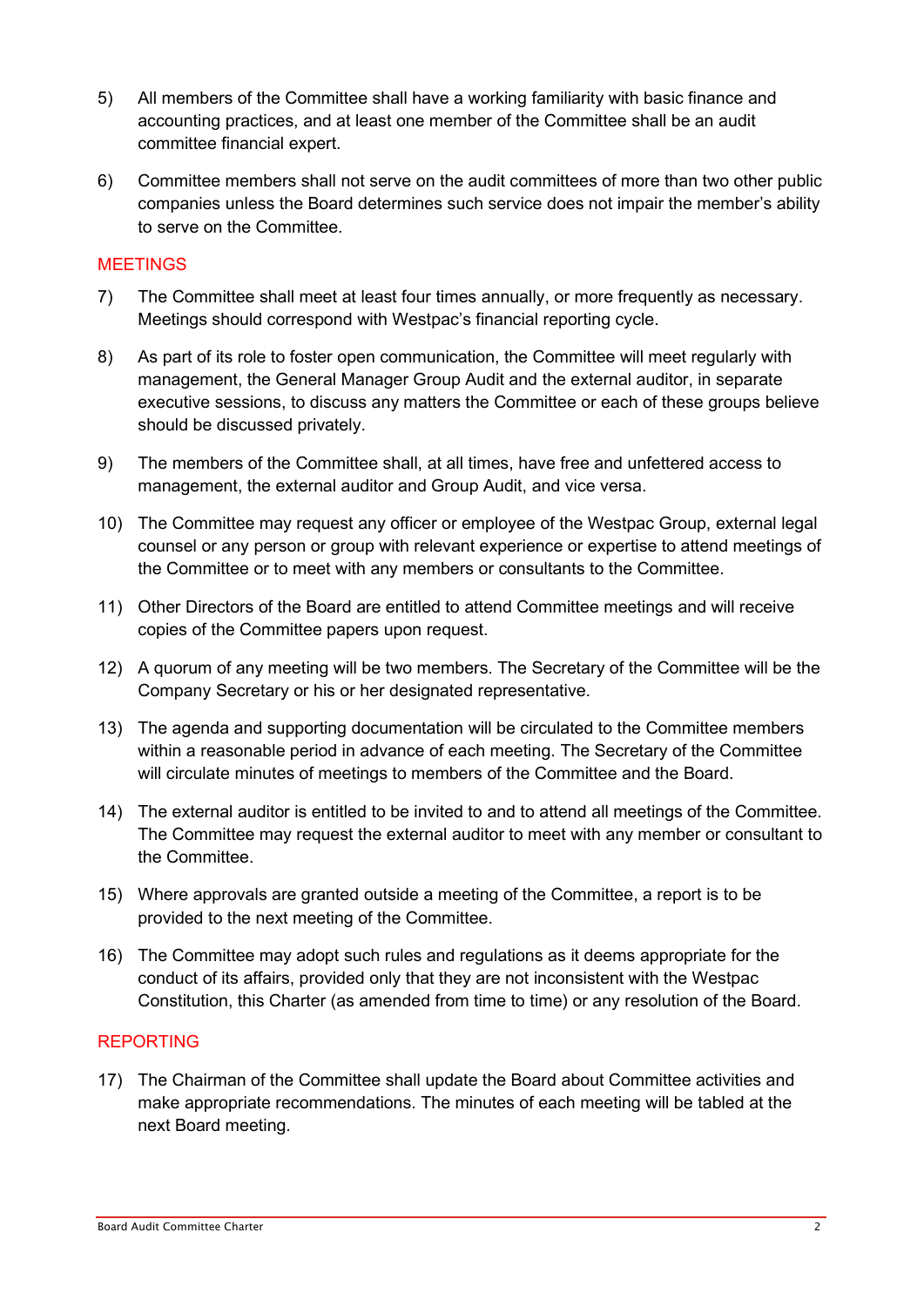5) All members of the Committee shall have a working familiarity with basic finance and accounting practices, and at least one member of the Committee shall be an audit committee financial expert.

6) Committee members shall not serve on the audit committees of more than two other public companies unless the Board determines such service does not impair the member's ability to serve on the Committee.

## MEETINGS

7) The Committee shall meet at least four times annually, or more frequently as necessary. Meetings should correspond with Westpac's financial reporting cycle.

8) As part of its role to foster open communication, the Committee will meet regularly with management, the General Manager Group Audit and the external auditor, in separate executive sessions, to discuss any matters the Committee or each of these groups believe should be discussed privately.

9) The members of the Committee shall, at all times, have free and unfettered access to management, the external auditor and Group Audit, and vice versa.

10) The Committee may request any officer or employee of the Westpac Group, external legal counsel or any person or group with relevant experience or expertise to attend meetings of the Committee or to meet with any members or consultants to the Committee.

11) Other Directors of the Board are entitled to attend Committee meetings and will receive copies of the Committee papers upon request.

12) A quorum of any meeting will be two members. The Secretary of the Committee will be the Company Secretary or his or her designated representative.

13) The agenda and supporting documentation will be circulated to the Committee members within a reasonable period in advance of each meeting. The Secretary of the Committee will circulate minutes of meetings to members of the Committee and the Board.

14) The external auditor is entitled to be invited to and to attend all meetings of the Committee. The Committee may request the external auditor to meet with any member or consultant to the Committee.

15) Where approvals are granted outside a meeting of the Committee, a report is to be provided to the next meeting of the Committee.

16) The Committee may adopt such rules and regulations as it deems appropriate for the conduct of its affairs, provided only that they are not inconsistent with the Westpac Constitution, this Charter (as amended from time to time) or any resolution of the Board.

## REPORTING

17) The Chairman of the Committee shall update the Board about Committee activities and make appropriate recommendations. The minutes of each meeting will be tabled at the next Board meeting.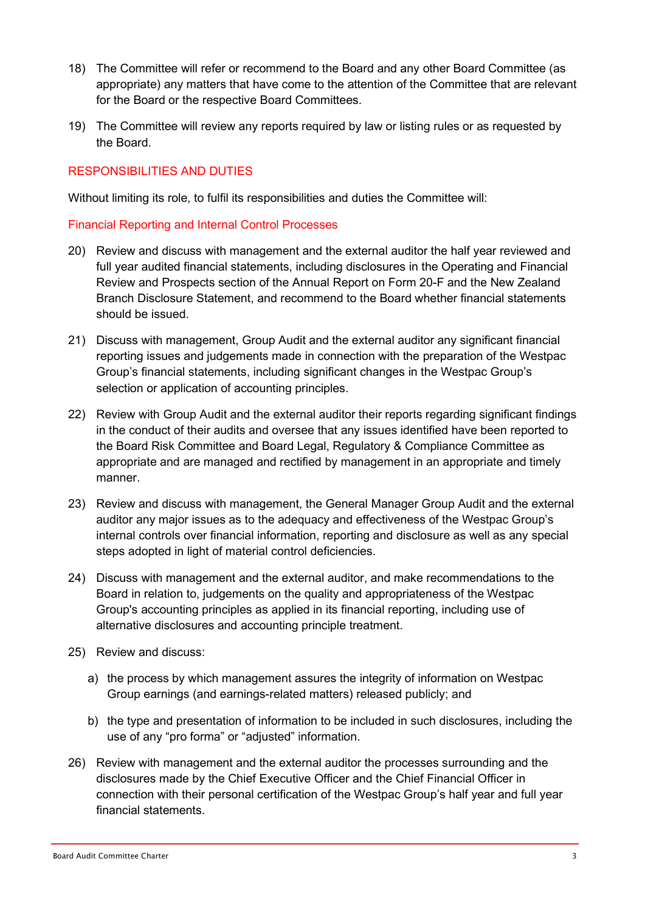18) The Committee will refer or recommend to the Board and any other Board Committee (as appropriate) any matters that have come to the attention of the Committee that are relevant for the Board or the respective Board Committees.

19) The Committee will review any reports required by law or listing rules or as requested by the Board.

## RESPONSIBILITIES AND DUTIES

Without limiting its role, to fulfil its responsibilities and duties the Committee will:

### Financial Reporting and Internal Control Processes

20) Review and discuss with management and the external auditor the half year reviewed and full year audited financial statements, including disclosures in the Operating and Financial Review and Prospects section of the Annual Report on Form 20-F and the New Zealand Branch Disclosure Statement, and recommend to the Board whether financial statements should be issued.

21) Discuss with management, Group Audit and the external auditor any significant financial reporting issues and judgements made in connection with the preparation of the Westpac Group's financial statements, including significant changes in the Westpac Group's selection or application of accounting principles.

22) Review with Group Audit and the external auditor their reports regarding significant findings in the conduct of their audits and oversee that any issues identified have been reported to the Board Risk Committee and Board Legal, Regulatory & Compliance Committee as appropriate and are managed and rectified by management in an appropriate and timely manner.

23) Review and discuss with management, the General Manager Group Audit and the external auditor any major issues as to the adequacy and effectiveness of the Westpac Group's internal controls over financial information, reporting and disclosure as well as any special steps adopted in light of material control deficiencies.

24) Discuss with management and the external auditor, and make recommendations to the Board in relation to, judgements on the quality and appropriateness of the Westpac Group's accounting principles as applied in its financial reporting, including use of alternative disclosures and accounting principle treatment.

25) Review and discuss:

    a) the process by which management assures the integrity of information on Westpac Group earnings (and earnings-related matters) released publicly; and

    b) the type and presentation of information to be included in such disclosures, including the use of any "pro forma" or "adjusted" information.

26) Review with management and the external auditor the processes surrounding and the disclosures made by the Chief Executive Officer and the Chief Financial Officer in connection with their personal certification of the Westpac Group's half year and full year financial statements.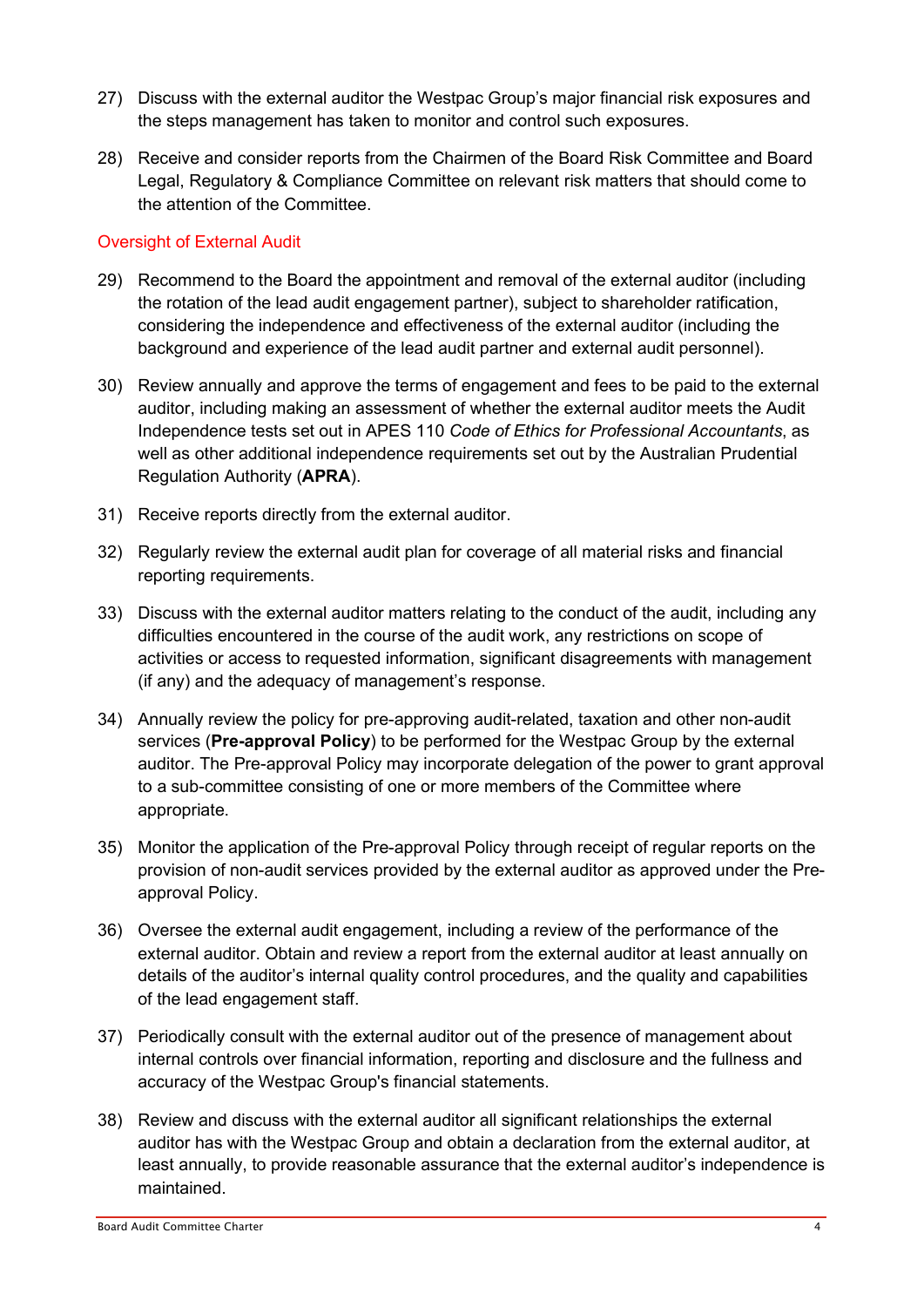27) Discuss with the external auditor the Westpac Group's major financial risk exposures and the steps management has taken to monitor and control such exposures.

28) Receive and consider reports from the Chairmen of the Board Risk Committee and Board Legal, Regulatory & Compliance Committee on relevant risk matters that should come to the attention of the Committee.

### Oversight of External Audit

29) Recommend to the Board the appointment and removal of the external auditor (including the rotation of the lead audit engagement partner), subject to shareholder ratification, considering the independence and effectiveness of the external auditor (including the background and experience of the lead audit partner and external audit personnel).

30) Review annually and approve the terms of engagement and fees to be paid to the external auditor, including making an assessment of whether the external auditor meets the Audit Independence tests set out in APES 110 *Code of Ethics for Professional Accountants*, as well as other additional independence requirements set out by the Australian Prudential Regulation Authority (**APRA**).

31) Receive reports directly from the external auditor.

32) Regularly review the external audit plan for coverage of all material risks and financial reporting requirements.

33) Discuss with the external auditor matters relating to the conduct of the audit, including any difficulties encountered in the course of the audit work, any restrictions on scope of activities or access to requested information, significant disagreements with management (if any) and the adequacy of management's response.

34) Annually review the policy for pre-approving audit-related, taxation and other non-audit services (**Pre-approval Policy**) to be performed for the Westpac Group by the external auditor. The Pre-approval Policy may incorporate delegation of the power to grant approval to a sub-committee consisting of one or more members of the Committee where appropriate.

35) Monitor the application of the Pre-approval Policy through receipt of regular reports on the provision of non-audit services provided by the external auditor as approved under the Pre-approval Policy.

36) Oversee the external audit engagement, including a review of the performance of the external auditor. Obtain and review a report from the external auditor at least annually on details of the auditor's internal quality control procedures, and the quality and capabilities of the lead engagement staff.

37) Periodically consult with the external auditor out of the presence of management about internal controls over financial information, reporting and disclosure and the fullness and accuracy of the Westpac Group's financial statements.

38) Review and discuss with the external auditor all significant relationships the external auditor has with the Westpac Group and obtain a declaration from the external auditor, at least annually, to provide reasonable assurance that the external auditor's independence is maintained.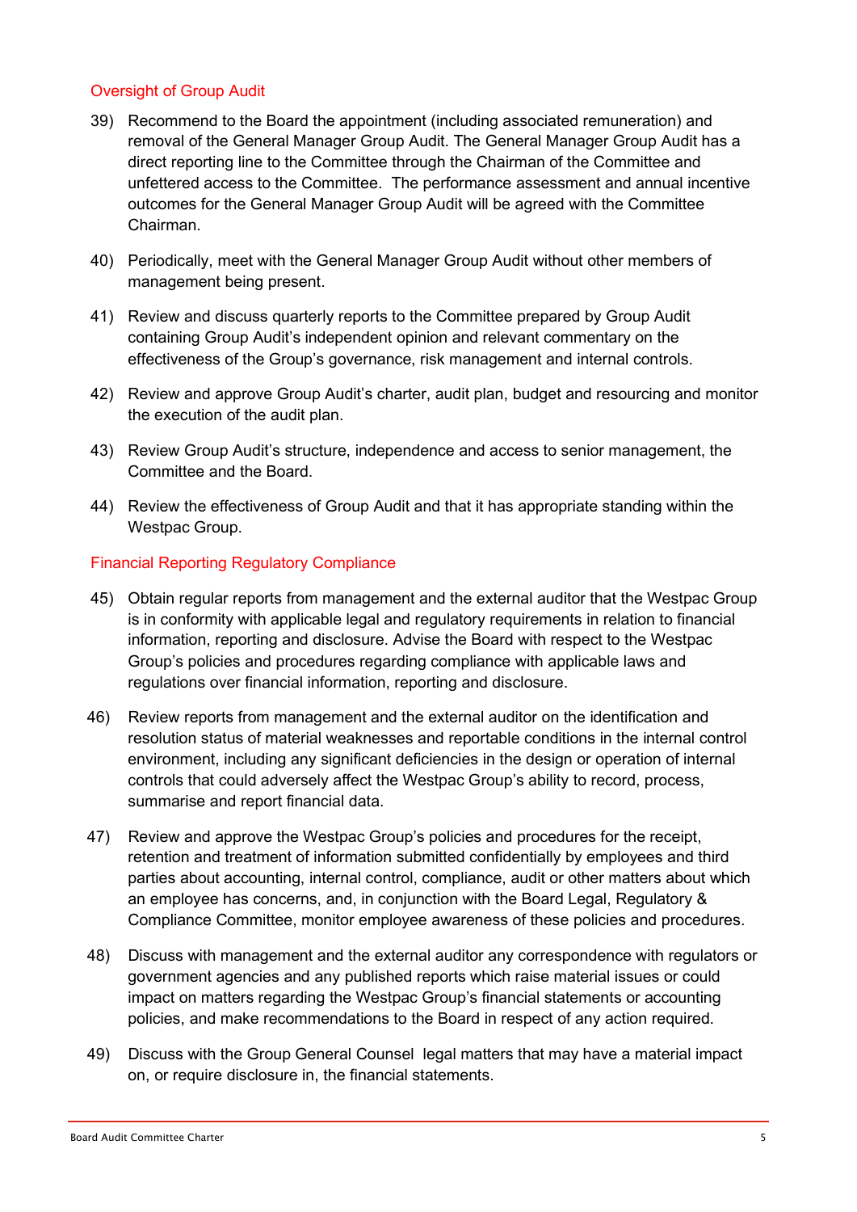### Oversight of Group Audit

39) Recommend to the Board the appointment (including associated remuneration) and removal of the General Manager Group Audit. The General Manager Group Audit has a direct reporting line to the Committee through the Chairman of the Committee and unfettered access to the Committee. The performance assessment and annual incentive outcomes for the General Manager Group Audit will be agreed with the Committee Chairman.

40) Periodically, meet with the General Manager Group Audit without other members of management being present.

41) Review and discuss quarterly reports to the Committee prepared by Group Audit containing Group Audit's independent opinion and relevant commentary on the effectiveness of the Group's governance, risk management and internal controls.

42) Review and approve Group Audit's charter, audit plan, budget and resourcing and monitor the execution of the audit plan.

43) Review Group Audit's structure, independence and access to senior management, the Committee and the Board.

44) Review the effectiveness of Group Audit and that it has appropriate standing within the Westpac Group.

### Financial Reporting Regulatory Compliance

45) Obtain regular reports from management and the external auditor that the Westpac Group is in conformity with applicable legal and regulatory requirements in relation to financial information, reporting and disclosure. Advise the Board with respect to the Westpac Group's policies and procedures regarding compliance with applicable laws and regulations over financial information, reporting and disclosure.

46) Review reports from management and the external auditor on the identification and resolution status of material weaknesses and reportable conditions in the internal control environment, including any significant deficiencies in the design or operation of internal controls that could adversely affect the Westpac Group's ability to record, process, summarise and report financial data.

47) Review and approve the Westpac Group's policies and procedures for the receipt, retention and treatment of information submitted confidentially by employees and third parties about accounting, internal control, compliance, audit or other matters about which an employee has concerns, and, in conjunction with the Board Legal, Regulatory & Compliance Committee, monitor employee awareness of these policies and procedures.

48) Discuss with management and the external auditor any correspondence with regulators or government agencies and any published reports which raise material issues or could impact on matters regarding the Westpac Group's financial statements or accounting policies, and make recommendations to the Board in respect of any action required.

49) Discuss with the Group General Counsel legal matters that may have a material impact on, or require disclosure in, the financial statements.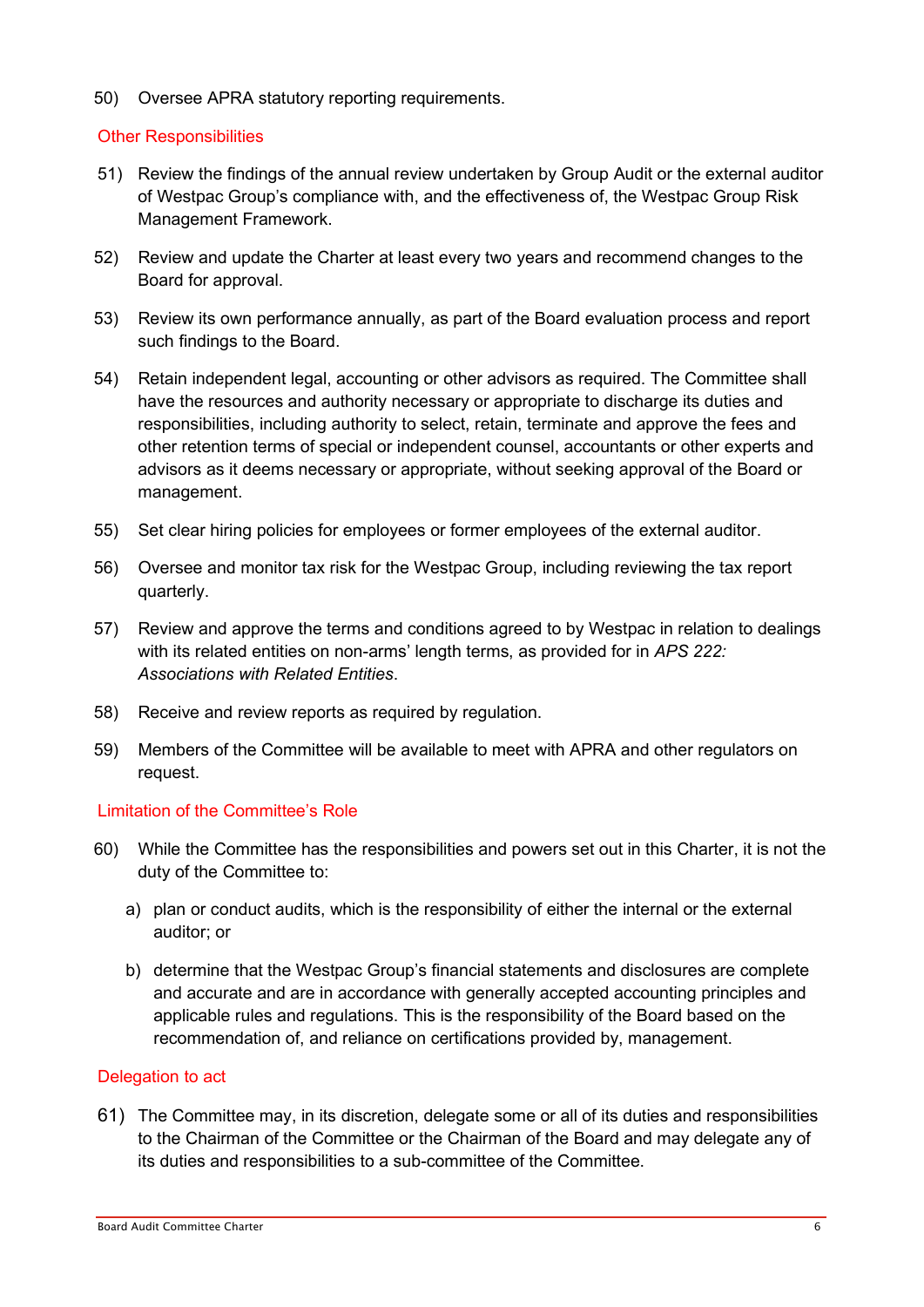50) Oversee APRA statutory reporting requirements.

### Other Responsibilities

51) Review the findings of the annual review undertaken by Group Audit or the external auditor of Westpac Group's compliance with, and the effectiveness of, the Westpac Group Risk Management Framework.

52) Review and update the Charter at least every two years and recommend changes to the Board for approval.

53) Review its own performance annually, as part of the Board evaluation process and report such findings to the Board.

54) Retain independent legal, accounting or other advisors as required. The Committee shall have the resources and authority necessary or appropriate to discharge its duties and responsibilities, including authority to select, retain, terminate and approve the fees and other retention terms of special or independent counsel, accountants or other experts and advisors as it deems necessary or appropriate, without seeking approval of the Board or management.

55) Set clear hiring policies for employees or former employees of the external auditor.

56) Oversee and monitor tax risk for the Westpac Group, including reviewing the tax report quarterly.

57) Review and approve the terms and conditions agreed to by Westpac in relation to dealings with its related entities on non-arms' length terms, as provided for in *APS 222: Associations with Related Entities*.

58) Receive and review reports as required by regulation.

59) Members of the Committee will be available to meet with APRA and other regulators on request.

### Limitation of the Committee's Role

60) While the Committee has the responsibilities and powers set out in this Charter, it is not the duty of the Committee to:

    a) plan or conduct audits, which is the responsibility of either the internal or the external auditor; or

    b) determine that the Westpac Group's financial statements and disclosures are complete and accurate and are in accordance with generally accepted accounting principles and applicable rules and regulations. This is the responsibility of the Board based on the recommendation of, and reliance on certifications provided by, management.

### Delegation to act

61) The Committee may, in its discretion, delegate some or all of its duties and responsibilities to the Chairman of the Committee or the Chairman of the Board and may delegate any of its duties and responsibilities to a sub-committee of the Committee.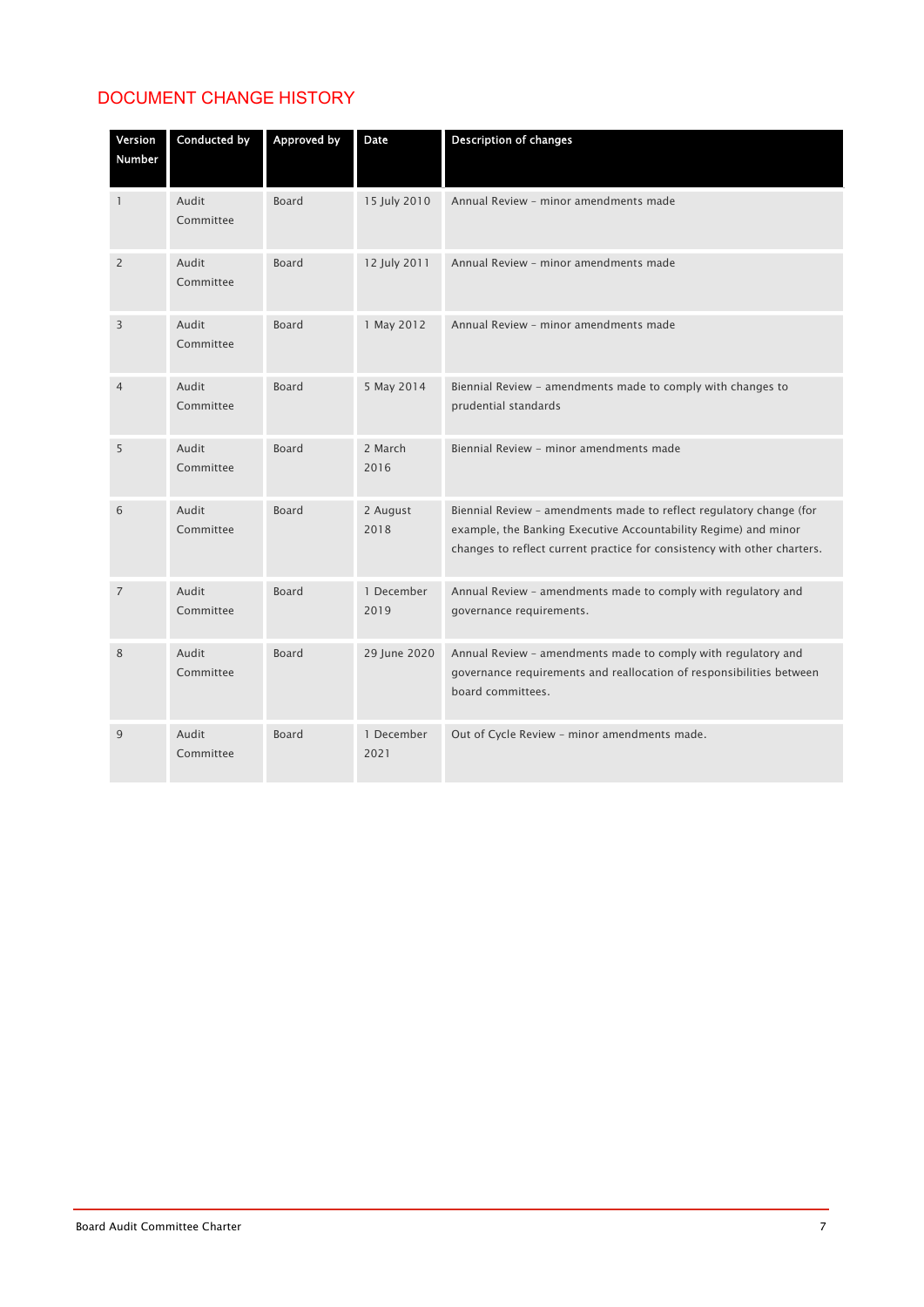## DOCUMENT CHANGE HISTORY

| Version Number | Conducted by | Approved by | Date | Description of changes |
|---|---|---|---|---|
| 1 | Audit Committee | Board | 15 July 2010 | Annual Review – minor amendments made |
| 2 | Audit Committee | Board | 12 July 2011 | Annual Review – minor amendments made |
| 3 | Audit Committee | Board | 1 May 2012 | Annual Review – minor amendments made |
| 4 | Audit Committee | Board | 5 May 2014 | Biennial Review – amendments made to comply with changes to prudential standards |
| 5 | Audit Committee | Board | 2 March 2016 | Biennial Review – minor amendments made |
| 6 | Audit Committee | Board | 2 August 2018 | Biennial Review – amendments made to reflect regulatory change (for example, the Banking Executive Accountability Regime) and minor changes to reflect current practice for consistency with other charters. |
| 7 | Audit Committee | Board | 1 December 2019 | Annual Review – amendments made to comply with regulatory and governance requirements. |
| 8 | Audit Committee | Board | 29 June 2020 | Annual Review – amendments made to comply with regulatory and governance requirements and reallocation of responsibilities between board committees. |
| 9 | Audit Committee | Board | 1 December 2021 | Out of Cycle Review – minor amendments made. |